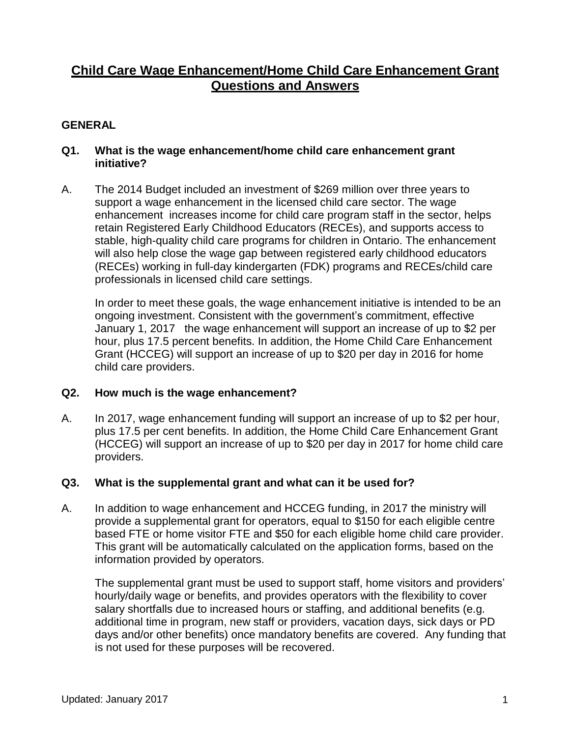# Child Care Wage Enhancement/Home Child Care Enhancement Grant Questions and Answers

## GENERAL

**Q1. What is the wage enhancement/home child care enhancement grant initiative?**

A. The 2014 Budget included an investment of $269 million over three years to support a wage enhancement in the licensed child care sector. The wage enhancement increases income for child care program staff in the sector, helps retain Registered Early Childhood Educators (RECEs), and supports access to stable, high-quality child care programs for children in Ontario. The enhancement will also help close the wage gap between registered early childhood educators (RECEs) working in full-day kindergarten (FDK) programs and RECEs/child care professionals in licensed child care settings.

In order to meet these goals, the wage enhancement initiative is intended to be an ongoing investment. Consistent with the government's commitment, effective January 1, 2017 the wage enhancement will support an increase of up to $2 per hour, plus 17.5 percent benefits. In addition, the Home Child Care Enhancement Grant (HCCEG) will support an increase of up to $20 per day in 2016 for home child care providers.

**Q2. How much is the wage enhancement?**

A. In 2017, wage enhancement funding will support an increase of up to $2 per hour, plus 17.5 per cent benefits. In addition, the Home Child Care Enhancement Grant (HCCEG) will support an increase of up to $20 per day in 2017 for home child care providers.

**Q3. What is the supplemental grant and what can it be used for?**

A. In addition to wage enhancement and HCCEG funding, in 2017 the ministry will provide a supplemental grant for operators, equal to $150 for each eligible centre based FTE or home visitor FTE and $50 for each eligible home child care provider. This grant will be automatically calculated on the application forms, based on the information provided by operators.

The supplemental grant must be used to support staff, home visitors and providers' hourly/daily wage or benefits, and provides operators with the flexibility to cover salary shortfalls due to increased hours or staffing, and additional benefits (e.g. additional time in program, new staff or providers, vacation days, sick days or PD days and/or other benefits) once mandatory benefits are covered. Any funding that is not used for these purposes will be recovered.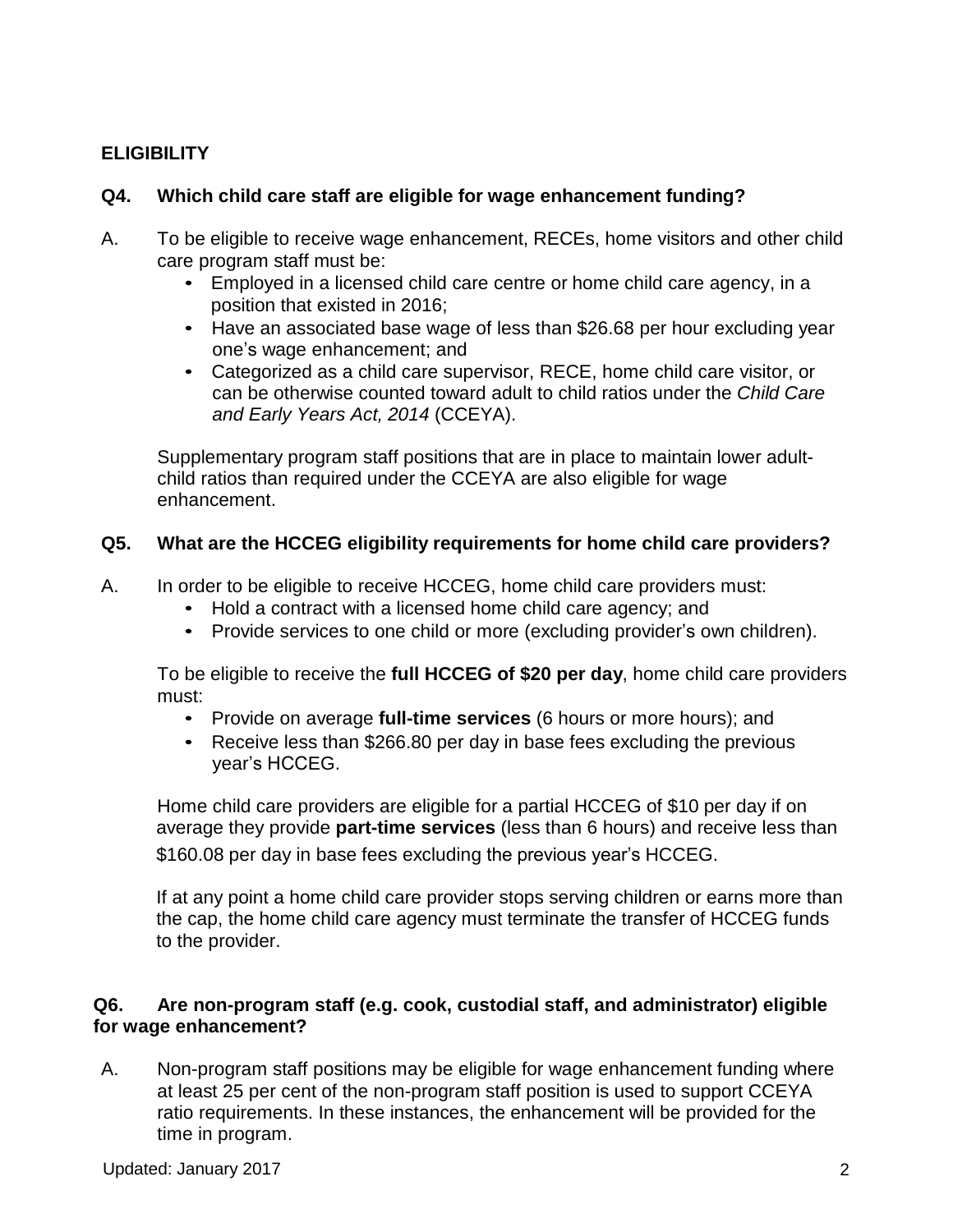## ELIGIBILITY

### Q4. Which child care staff are eligible for wage enhancement funding?

A. To be eligible to receive wage enhancement, RECEs, home visitors and other child care program staff must be:

- Employed in a licensed child care centre or home child care agency, in a position that existed in 2016;
- Have an associated base wage of less than $26.68 per hour excluding year one's wage enhancement; and
- Categorized as a child care supervisor, RECE, home child care visitor, or can be otherwise counted toward adult to child ratios under the *Child Care and Early Years Act, 2014* (CCEYA).

Supplementary program staff positions that are in place to maintain lower adult-child ratios than required under the CCEYA are also eligible for wage enhancement.

### Q5. What are the HCCEG eligibility requirements for home child care providers?

A. In order to be eligible to receive HCCEG, home child care providers must:

- Hold a contract with a licensed home child care agency; and
- Provide services to one child or more (excluding provider's own children).

To be eligible to receive the **full HCCEG of $20 per day**, home child care providers must:

- Provide on average **full-time services** (6 hours or more hours); and
- Receive less than $266.80 per day in base fees excluding the previous year's HCCEG.

Home child care providers are eligible for a partial HCCEG of $10 per day if on average they provide **part-time services** (less than 6 hours) and receive less than $160.08 per day in base fees excluding the previous year's HCCEG.

If at any point a home child care provider stops serving children or earns more than the cap, the home child care agency must terminate the transfer of HCCEG funds to the provider.

### Q6. Are non-program staff (e.g. cook, custodial staff, and administrator) eligible for wage enhancement?

A. Non-program staff positions may be eligible for wage enhancement funding where at least 25 per cent of the non-program staff position is used to support CCEYA ratio requirements. In these instances, the enhancement will be provided for the time in program.

Updated: January 2017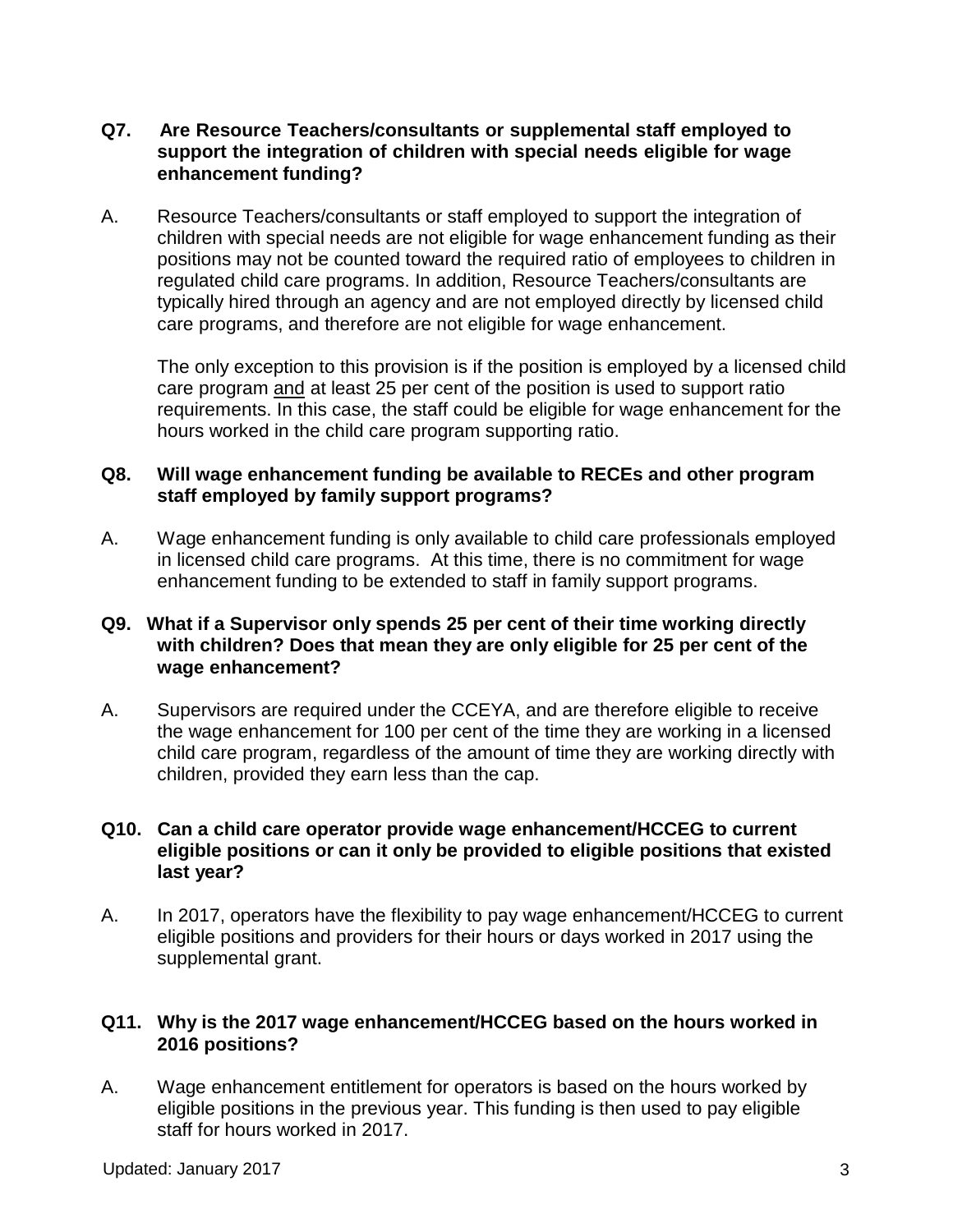**Q7. Are Resource Teachers/consultants or supplemental staff employed to support the integration of children with special needs eligible for wage enhancement funding?**

A. Resource Teachers/consultants or staff employed to support the integration of children with special needs are not eligible for wage enhancement funding as their positions may not be counted toward the required ratio of employees to children in regulated child care programs. In addition, Resource Teachers/consultants are typically hired through an agency and are not employed directly by licensed child care programs, and therefore are not eligible for wage enhancement.

The only exception to this provision is if the position is employed by a licensed child care program <u>and</u> at least 25 per cent of the position is used to support ratio requirements. In this case, the staff could be eligible for wage enhancement for the hours worked in the child care program supporting ratio.

**Q8. Will wage enhancement funding be available to RECEs and other program staff employed by family support programs?**

A. Wage enhancement funding is only available to child care professionals employed in licensed child care programs. At this time, there is no commitment for wage enhancement funding to be extended to staff in family support programs.

**Q9. What if a Supervisor only spends 25 per cent of their time working directly with children? Does that mean they are only eligible for 25 per cent of the wage enhancement?**

A. Supervisors are required under the CCEYA, and are therefore eligible to receive the wage enhancement for 100 per cent of the time they are working in a licensed child care program, regardless of the amount of time they are working directly with children, provided they earn less than the cap.

**Q10. Can a child care operator provide wage enhancement/HCCEG to current eligible positions or can it only be provided to eligible positions that existed last year?**

A. In 2017, operators have the flexibility to pay wage enhancement/HCCEG to current eligible positions and providers for their hours or days worked in 2017 using the supplemental grant.

**Q11. Why is the 2017 wage enhancement/HCCEG based on the hours worked in 2016 positions?**

A. Wage enhancement entitlement for operators is based on the hours worked by eligible positions in the previous year. This funding is then used to pay eligible staff for hours worked in 2017.

Updated: January 2017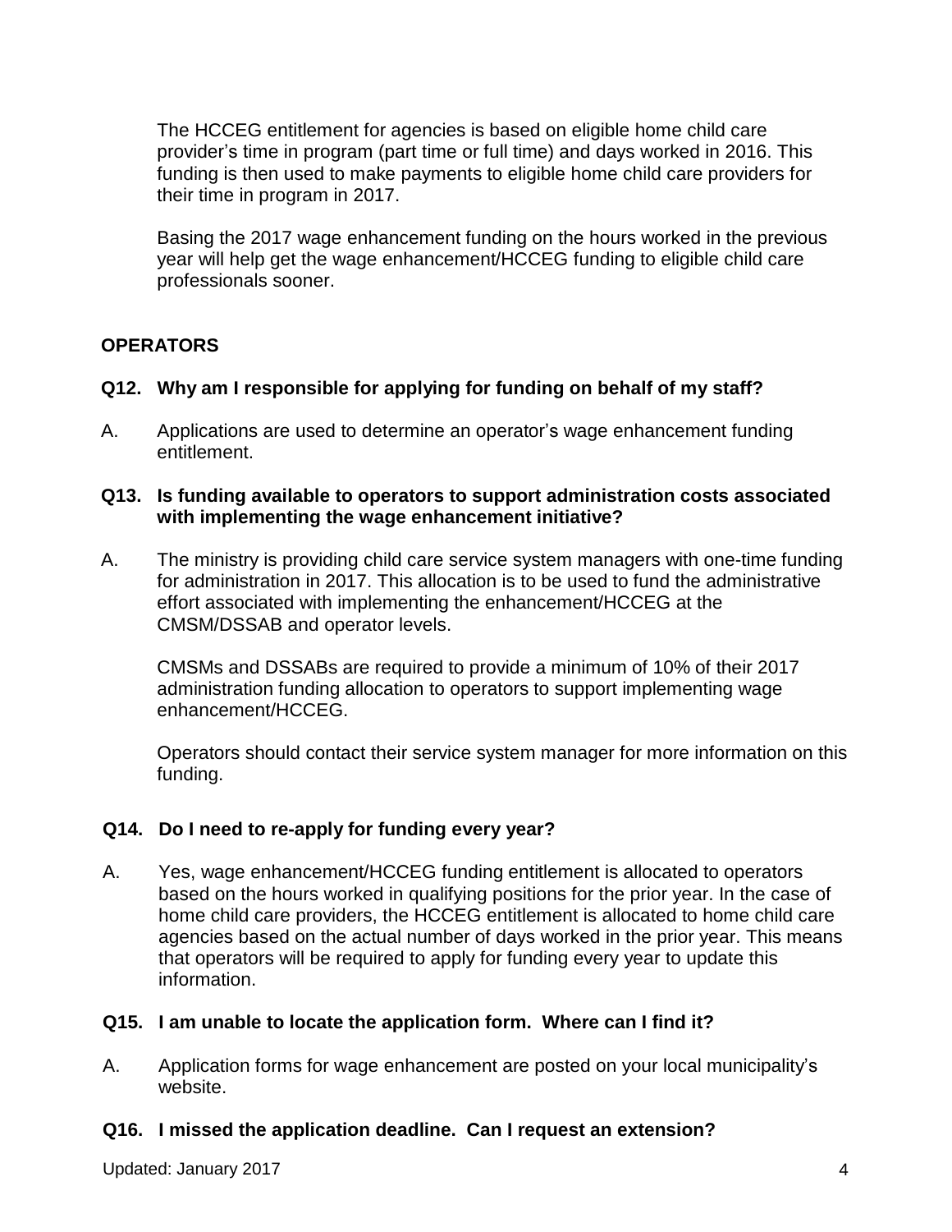The HCCEG entitlement for agencies is based on eligible home child care provider's time in program (part time or full time) and days worked in 2016. This funding is then used to make payments to eligible home child care providers for their time in program in 2017.

Basing the 2017 wage enhancement funding on the hours worked in the previous year will help get the wage enhancement/HCCEG funding to eligible child care professionals sooner.

## OPERATORS

### Q12. Why am I responsible for applying for funding on behalf of my staff?

A. Applications are used to determine an operator's wage enhancement funding entitlement.

### Q13. Is funding available to operators to support administration costs associated with implementing the wage enhancement initiative?

A. The ministry is providing child care service system managers with one-time funding for administration in 2017. This allocation is to be used to fund the administrative effort associated with implementing the enhancement/HCCEG at the CMSM/DSSAB and operator levels.

CMSMs and DSSABs are required to provide a minimum of 10% of their 2017 administration funding allocation to operators to support implementing wage enhancement/HCCEG.

Operators should contact their service system manager for more information on this funding.

### Q14. Do I need to re-apply for funding every year?

A. Yes, wage enhancement/HCCEG funding entitlement is allocated to operators based on the hours worked in qualifying positions for the prior year. In the case of home child care providers, the HCCEG entitlement is allocated to home child care agencies based on the actual number of days worked in the prior year. This means that operators will be required to apply for funding every year to update this information.

### Q15. I am unable to locate the application form. Where can I find it?

A. Application forms for wage enhancement are posted on your local municipality's website.

### Q16. I missed the application deadline. Can I request an extension?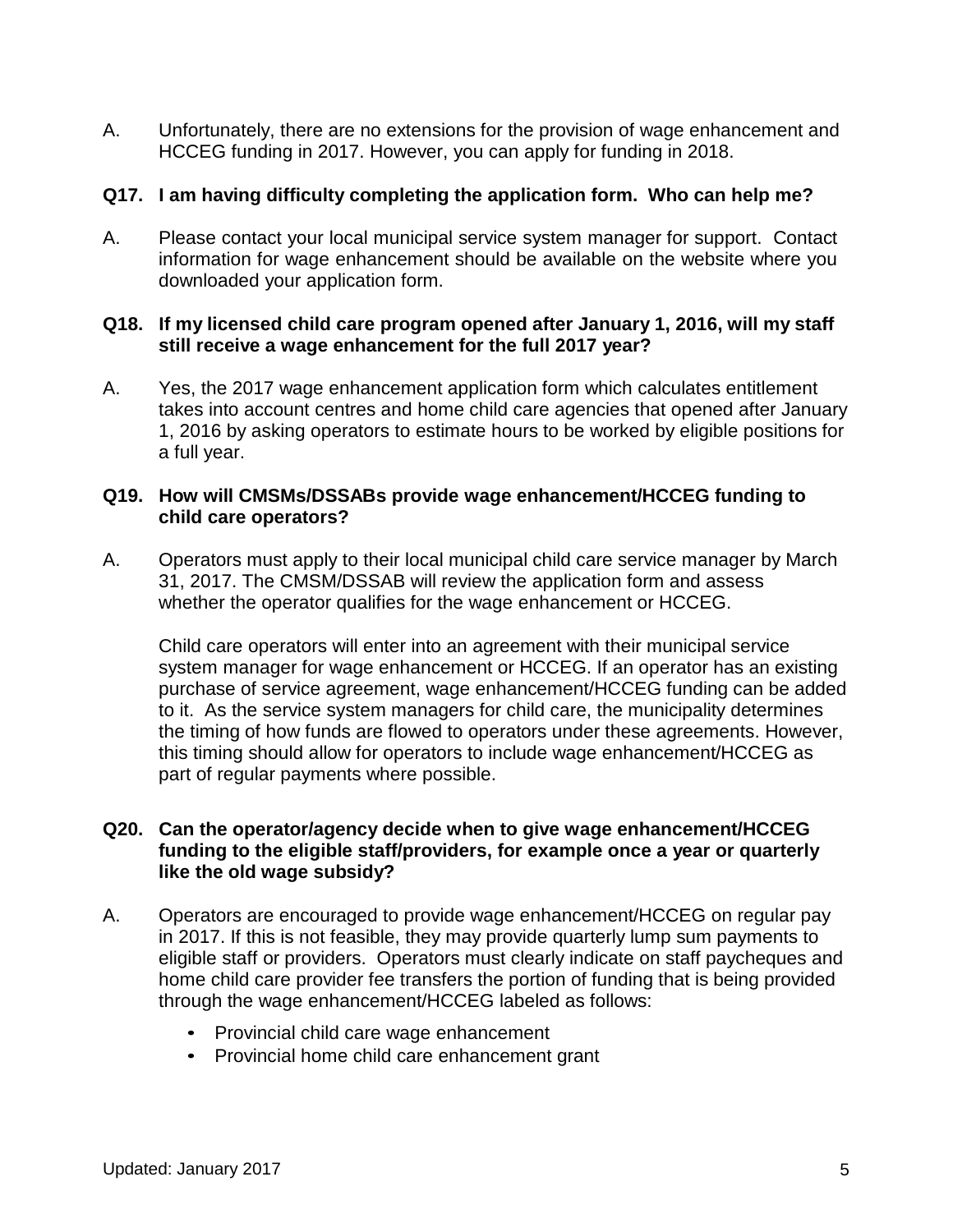A. Unfortunately, there are no extensions for the provision of wage enhancement and HCCEG funding in 2017. However, you can apply for funding in 2018.

**Q17. I am having difficulty completing the application form. Who can help me?**

A. Please contact your local municipal service system manager for support. Contact information for wage enhancement should be available on the website where you downloaded your application form.

**Q18. If my licensed child care program opened after January 1, 2016, will my staff still receive a wage enhancement for the full 2017 year?**

A. Yes, the 2017 wage enhancement application form which calculates entitlement takes into account centres and home child care agencies that opened after January 1, 2016 by asking operators to estimate hours to be worked by eligible positions for a full year.

**Q19. How will CMSMs/DSSABs provide wage enhancement/HCCEG funding to child care operators?**

A. Operators must apply to their local municipal child care service manager by March 31, 2017. The CMSM/DSSAB will review the application form and assess whether the operator qualifies for the wage enhancement or HCCEG.

Child care operators will enter into an agreement with their municipal service system manager for wage enhancement or HCCEG. If an operator has an existing purchase of service agreement, wage enhancement/HCCEG funding can be added to it. As the service system managers for child care, the municipality determines the timing of how funds are flowed to operators under these agreements. However, this timing should allow for operators to include wage enhancement/HCCEG as part of regular payments where possible.

**Q20. Can the operator/agency decide when to give wage enhancement/HCCEG funding to the eligible staff/providers, for example once a year or quarterly like the old wage subsidy?**

A. Operators are encouraged to provide wage enhancement/HCCEG on regular pay in 2017. If this is not feasible, they may provide quarterly lump sum payments to eligible staff or providers. Operators must clearly indicate on staff paycheques and home child care provider fee transfers the portion of funding that is being provided through the wage enhancement/HCCEG labeled as follows:

- Provincial child care wage enhancement
- Provincial home child care enhancement grant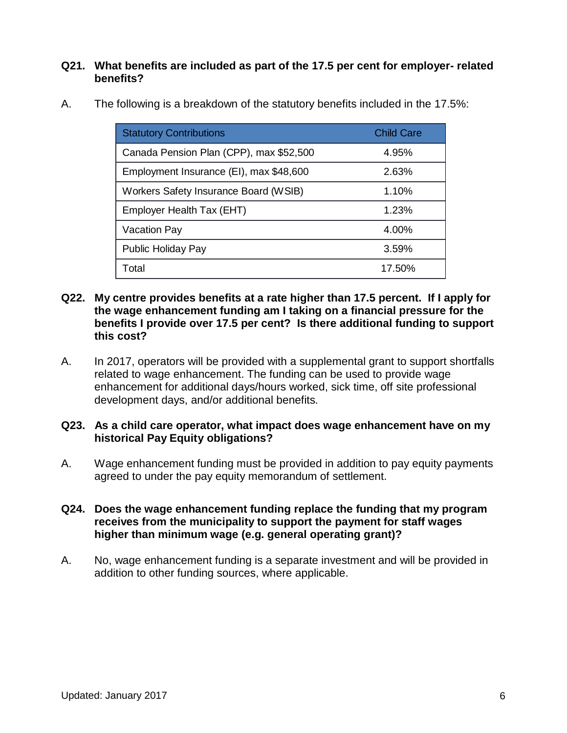**Q21. What benefits are included as part of the 17.5 per cent for employer- related benefits?**

A. The following is a breakdown of the statutory benefits included in the 17.5%:

| Statutory Contributions | Child Care |
|---|---|
| Canada Pension Plan (CPP), max $52,500 | 4.95% |
| Employment Insurance (EI), max $48,600 | 2.63% |
| Workers Safety Insurance Board (WSIB) | 1.10% |
| Employer Health Tax (EHT) | 1.23% |
| Vacation Pay | 4.00% |
| Public Holiday Pay | 3.59% |
| Total | 17.50% |

**Q22. My centre provides benefits at a rate higher than 17.5 percent. If I apply for the wage enhancement funding am I taking on a financial pressure for the benefits I provide over 17.5 per cent? Is there additional funding to support this cost?**

A. In 2017, operators will be provided with a supplemental grant to support shortfalls related to wage enhancement. The funding can be used to provide wage enhancement for additional days/hours worked, sick time, off site professional development days, and/or additional benefits.

**Q23. As a child care operator, what impact does wage enhancement have on my historical Pay Equity obligations?**

A. Wage enhancement funding must be provided in addition to pay equity payments agreed to under the pay equity memorandum of settlement.

**Q24. Does the wage enhancement funding replace the funding that my program receives from the municipality to support the payment for staff wages higher than minimum wage (e.g. general operating grant)?**

A. No, wage enhancement funding is a separate investment and will be provided in addition to other funding sources, where applicable.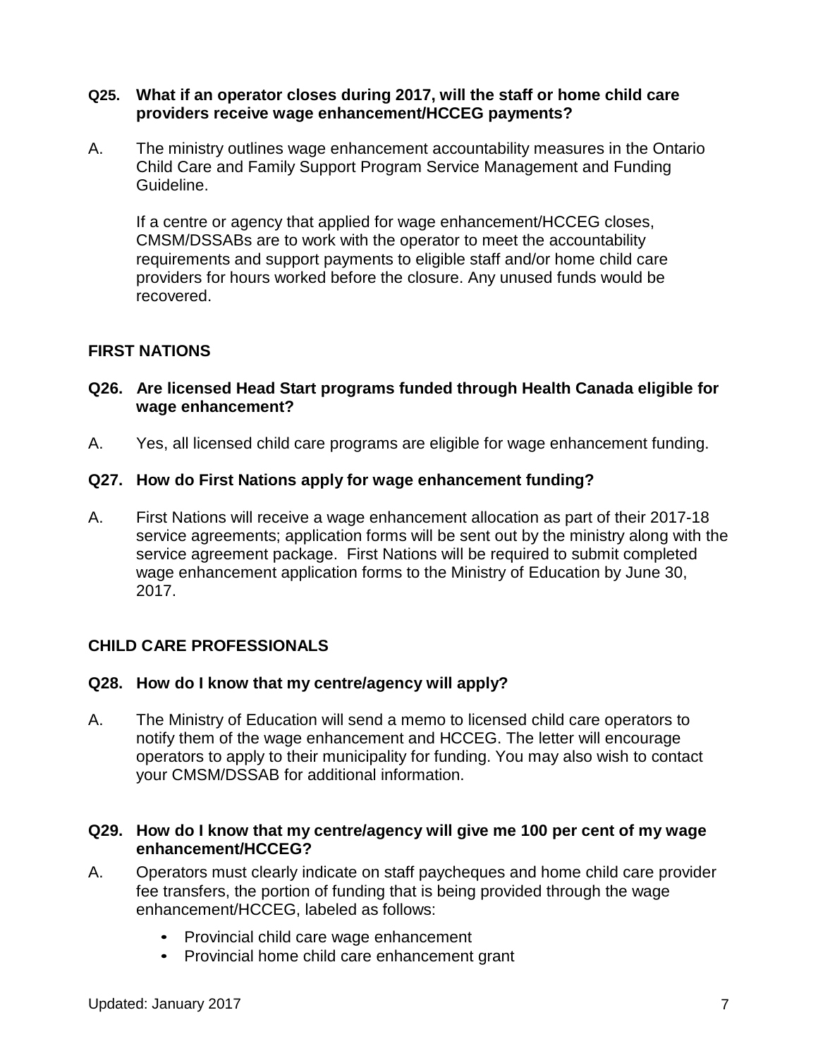**Q25. What if an operator closes during 2017, will the staff or home child care providers receive wage enhancement/HCCEG payments?**

A. The ministry outlines wage enhancement accountability measures in the Ontario Child Care and Family Support Program Service Management and Funding Guideline.

If a centre or agency that applied for wage enhancement/HCCEG closes, CMSM/DSSABs are to work with the operator to meet the accountability requirements and support payments to eligible staff and/or home child care providers for hours worked before the closure. Any unused funds would be recovered.

## FIRST NATIONS

**Q26. Are licensed Head Start programs funded through Health Canada eligible for wage enhancement?**

A. Yes, all licensed child care programs are eligible for wage enhancement funding.

**Q27. How do First Nations apply for wage enhancement funding?**

A. First Nations will receive a wage enhancement allocation as part of their 2017-18 service agreements; application forms will be sent out by the ministry along with the service agreement package. First Nations will be required to submit completed wage enhancement application forms to the Ministry of Education by June 30, 2017.

## CHILD CARE PROFESSIONALS

**Q28. How do I know that my centre/agency will apply?**

A. The Ministry of Education will send a memo to licensed child care operators to notify them of the wage enhancement and HCCEG. The letter will encourage operators to apply to their municipality for funding. You may also wish to contact your CMSM/DSSAB for additional information.

**Q29. How do I know that my centre/agency will give me 100 per cent of my wage enhancement/HCCEG?**

A. Operators must clearly indicate on staff paycheques and home child care provider fee transfers, the portion of funding that is being provided through the wage enhancement/HCCEG, labeled as follows:

- Provincial child care wage enhancement
- Provincial home child care enhancement grant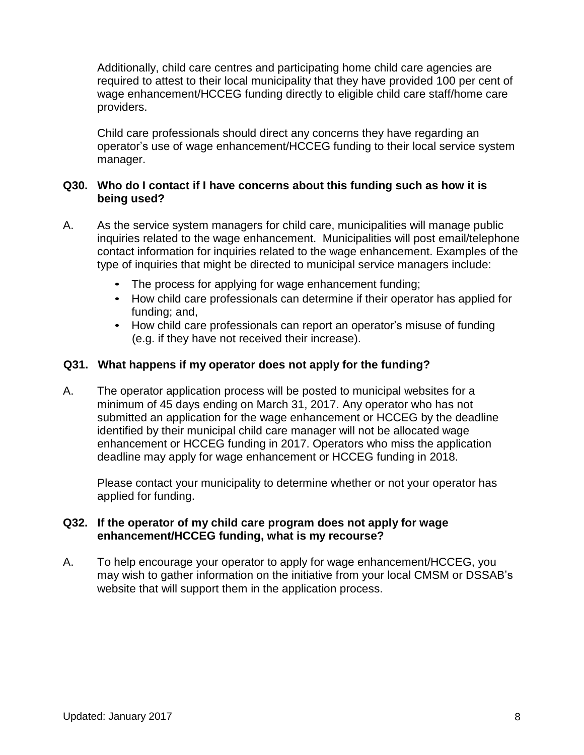Additionally, child care centres and participating home child care agencies are required to attest to their local municipality that they have provided 100 per cent of wage enhancement/HCCEG funding directly to eligible child care staff/home care providers.

Child care professionals should direct any concerns they have regarding an operator's use of wage enhancement/HCCEG funding to their local service system manager.

**Q30. Who do I contact if I have concerns about this funding such as how it is being used?**

A. As the service system managers for child care, municipalities will manage public inquiries related to the wage enhancement. Municipalities will post email/telephone contact information for inquiries related to the wage enhancement. Examples of the type of inquiries that might be directed to municipal service managers include:

- The process for applying for wage enhancement funding;
- How child care professionals can determine if their operator has applied for funding; and,
- How child care professionals can report an operator's misuse of funding (e.g. if they have not received their increase).

**Q31. What happens if my operator does not apply for the funding?**

A. The operator application process will be posted to municipal websites for a minimum of 45 days ending on March 31, 2017. Any operator who has not submitted an application for the wage enhancement or HCCEG by the deadline identified by their municipal child care manager will not be allocated wage enhancement or HCCEG funding in 2017. Operators who miss the application deadline may apply for wage enhancement or HCCEG funding in 2018.

Please contact your municipality to determine whether or not your operator has applied for funding.

**Q32. If the operator of my child care program does not apply for wage enhancement/HCCEG funding, what is my recourse?**

A. To help encourage your operator to apply for wage enhancement/HCCEG, you may wish to gather information on the initiative from your local CMSM or DSSAB's website that will support them in the application process.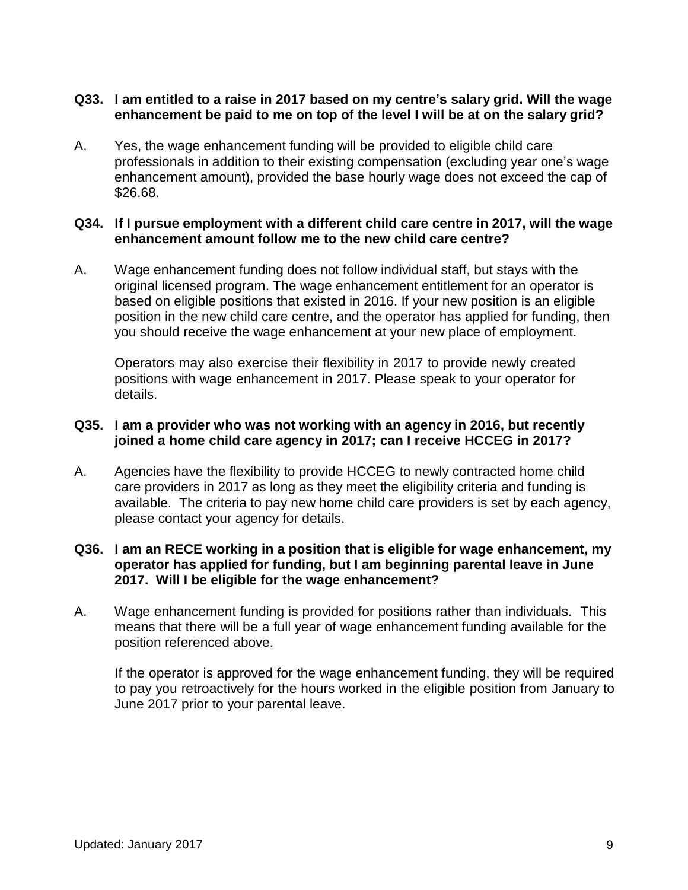**Q33. I am entitled to a raise in 2017 based on my centre's salary grid. Will the wage enhancement be paid to me on top of the level I will be at on the salary grid?**

A. Yes, the wage enhancement funding will be provided to eligible child care professionals in addition to their existing compensation (excluding year one's wage enhancement amount), provided the base hourly wage does not exceed the cap of $26.68.

**Q34. If I pursue employment with a different child care centre in 2017, will the wage enhancement amount follow me to the new child care centre?**

A. Wage enhancement funding does not follow individual staff, but stays with the original licensed program. The wage enhancement entitlement for an operator is based on eligible positions that existed in 2016. If your new position is an eligible position in the new child care centre, and the operator has applied for funding, then you should receive the wage enhancement at your new place of employment.

Operators may also exercise their flexibility in 2017 to provide newly created positions with wage enhancement in 2017. Please speak to your operator for details.

**Q35. I am a provider who was not working with an agency in 2016, but recently joined a home child care agency in 2017; can I receive HCCEG in 2017?**

A. Agencies have the flexibility to provide HCCEG to newly contracted home child care providers in 2017 as long as they meet the eligibility criteria and funding is available. The criteria to pay new home child care providers is set by each agency, please contact your agency for details.

**Q36. I am an RECE working in a position that is eligible for wage enhancement, my operator has applied for funding, but I am beginning parental leave in June 2017. Will I be eligible for the wage enhancement?**

A. Wage enhancement funding is provided for positions rather than individuals. This means that there will be a full year of wage enhancement funding available for the position referenced above.

If the operator is approved for the wage enhancement funding, they will be required to pay you retroactively for the hours worked in the eligible position from January to June 2017 prior to your parental leave.

Updated: January 2017